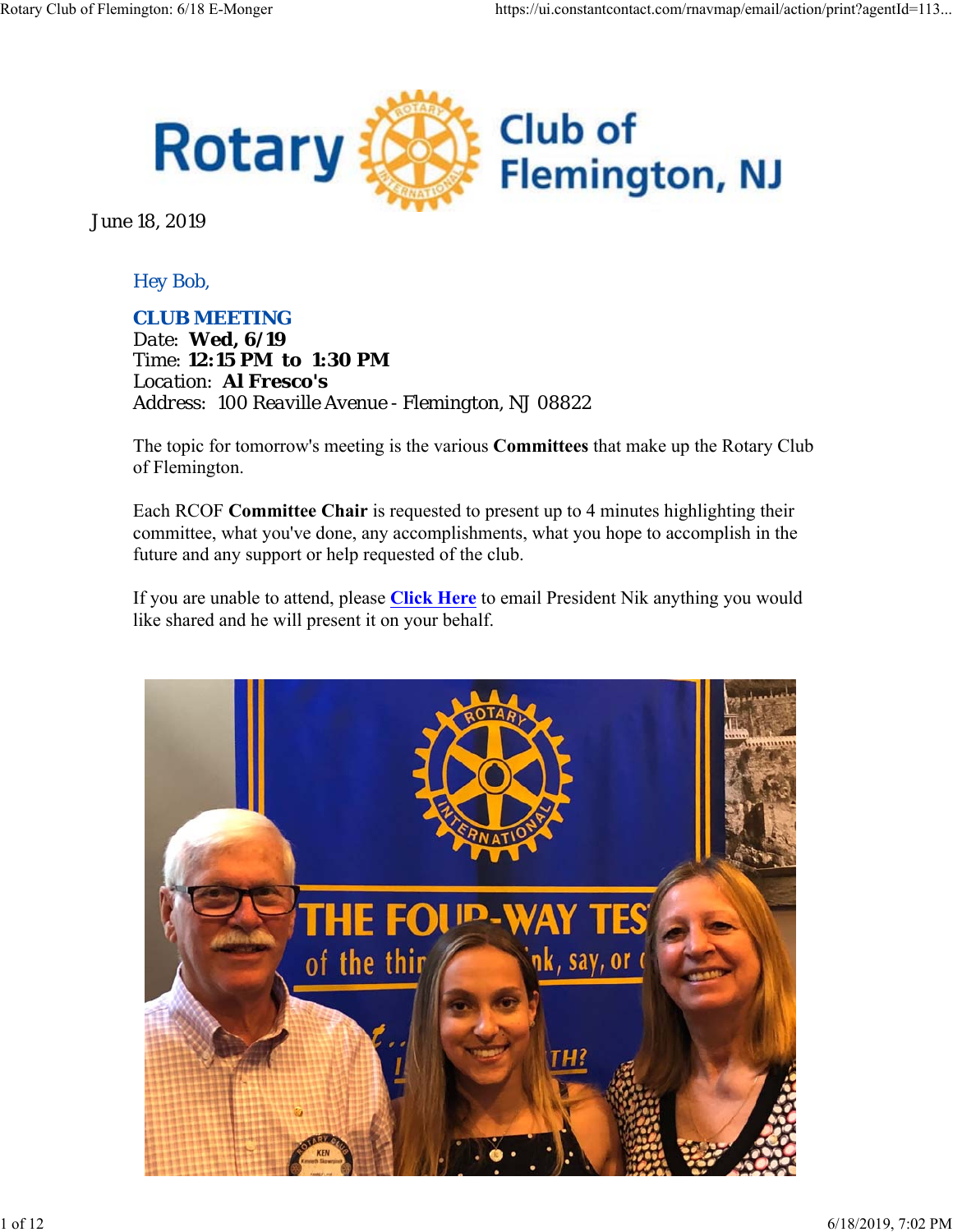June 18, 2019

Hey Bob,

**CLUB MEETING**
Date: **Wed, 6/19**
Time: **12:15 PM to 1:30 PM**
Location: **Al Fresco's**
Address: 100 Reaville Avenue - Flemington, NJ 08822

The topic for tomorrow's meeting is the various **Committees** that make up the Rotary Club of Flemington.

Each RCOF **Committee Chair** is requested to present up to 4 minutes highlighting their committee, what you've done, any accomplishments, what you hope to accomplish in the future and any support or help requested of the club.

If you are unable to attend, please **Click Here** to email President Nik anything you would like shared and he will present it on your behalf.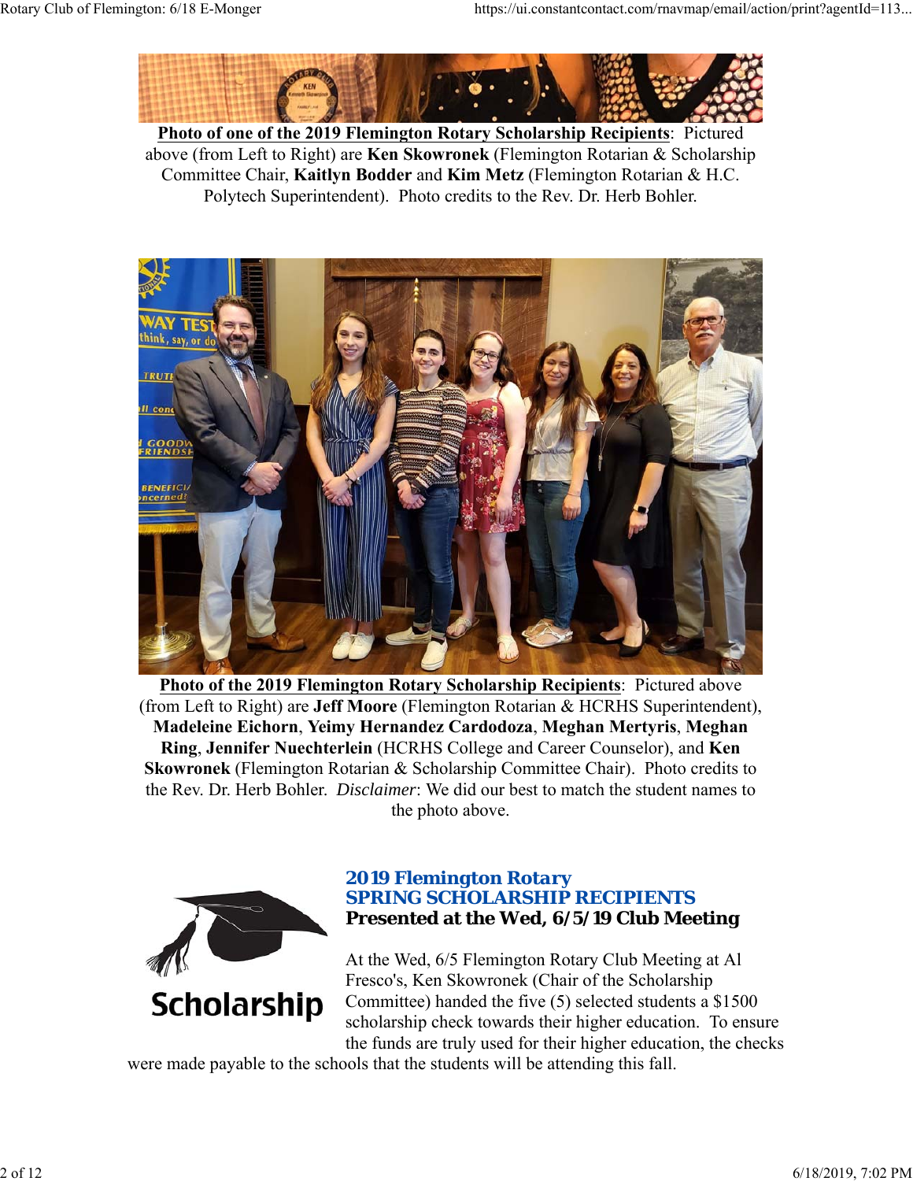**Photo of one of the 2019 Flemington Rotary Scholarship Recipients**: Pictured above (from Left to Right) are **Ken Skowronek** (Flemington Rotarian & Scholarship Committee Chair, **Kaitlyn Bodder** and **Kim Metz** (Flemington Rotarian & H.C. Polytech Superintendent). Photo credits to the Rev. Dr. Herb Bohler.

**Photo of the 2019 Flemington Rotary Scholarship Recipients**: Pictured above (from Left to Right) are **Jeff Moore** (Flemington Rotarian & HCRHS Superintendent), **Madeleine Eichorn**, **Yeimy Hernandez Cardodoza**, **Meghan Mertyris**, **Meghan Ring**, **Jennifer Nuechterlein** (HCRHS College and Career Counselor), and **Ken Skowronek** (Flemington Rotarian & Scholarship Committee Chair). Photo credits to the Rev. Dr. Herb Bohler. *Disclaimer*: We did our best to match the student names to the photo above.

Scholarship

## 2019 Flemington Rotary SPRING SCHOLARSHIP RECIPIENTS

### Presented at the Wed, 6/5/19 Club Meeting

At the Wed, 6/5 Flemington Rotary Club Meeting at Al Fresco's, Ken Skowronek (Chair of the Scholarship Committee) handed the five (5) selected students a $1500 scholarship check towards their higher education. To ensure the funds are truly used for their higher education, the checks were made payable to the schools that the students will be attending this fall.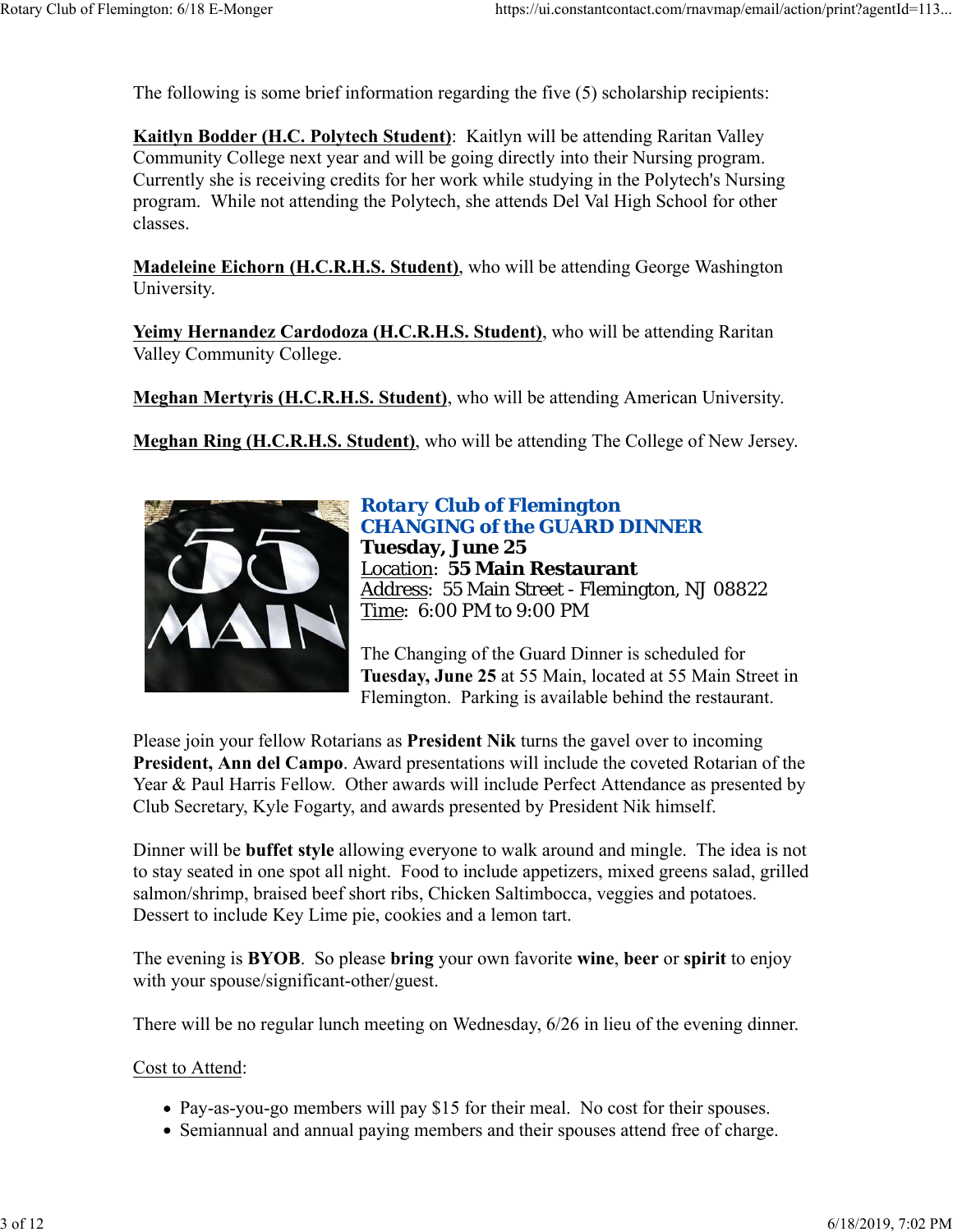The following is some brief information regarding the five (5) scholarship recipients:

**Kaitlyn Bodder (H.C. Polytech Student)**: Kaitlyn will be attending Raritan Valley Community College next year and will be going directly into their Nursing program. Currently she is receiving credits for her work while studying in the Polytech's Nursing program. While not attending the Polytech, she attends Del Val High School for other classes.

**Madeleine Eichorn (H.C.R.H.S. Student)**, who will be attending George Washington University.

**Yeimy Hernandez Cardodoza (H.C.R.H.S. Student)**, who will be attending Raritan Valley Community College.

**Meghan Mertyris (H.C.R.H.S. Student)**, who will be attending American University.

**Meghan Ring (H.C.R.H.S. Student)**, who will be attending The College of New Jersey.

## Rotary Club of Flemington
## CHANGING of the GUARD DINNER

**Tuesday, June 25**
Location: **55 Main Restaurant**
Address: 55 Main Street - Flemington, NJ 08822
Time: 6:00 PM to 9:00 PM

The Changing of the Guard Dinner is scheduled for **Tuesday, June 25** at 55 Main, located at 55 Main Street in Flemington. Parking is available behind the restaurant.

Please join your fellow Rotarians as **President Nik** turns the gavel over to incoming **President, Ann del Campo**. Award presentations will include the coveted Rotarian of the Year & Paul Harris Fellow. Other awards will include Perfect Attendance as presented by Club Secretary, Kyle Fogarty, and awards presented by President Nik himself.

Dinner will be **buffet style** allowing everyone to walk around and mingle. The idea is not to stay seated in one spot all night. Food to include appetizers, mixed greens salad, grilled salmon/shrimp, braised beef short ribs, Chicken Saltimbocca, veggies and potatoes. Dessert to include Key Lime pie, cookies and a lemon tart.

The evening is **BYOB**. So please **bring** your own favorite **wine**, **beer** or **spirit** to enjoy with your spouse/significant-other/guest.

There will be no regular lunch meeting on Wednesday, 6/26 in lieu of the evening dinner.

Cost to Attend:

- Pay-as-you-go members will pay $15 for their meal. No cost for their spouses.
- Semiannual and annual paying members and their spouses attend free of charge.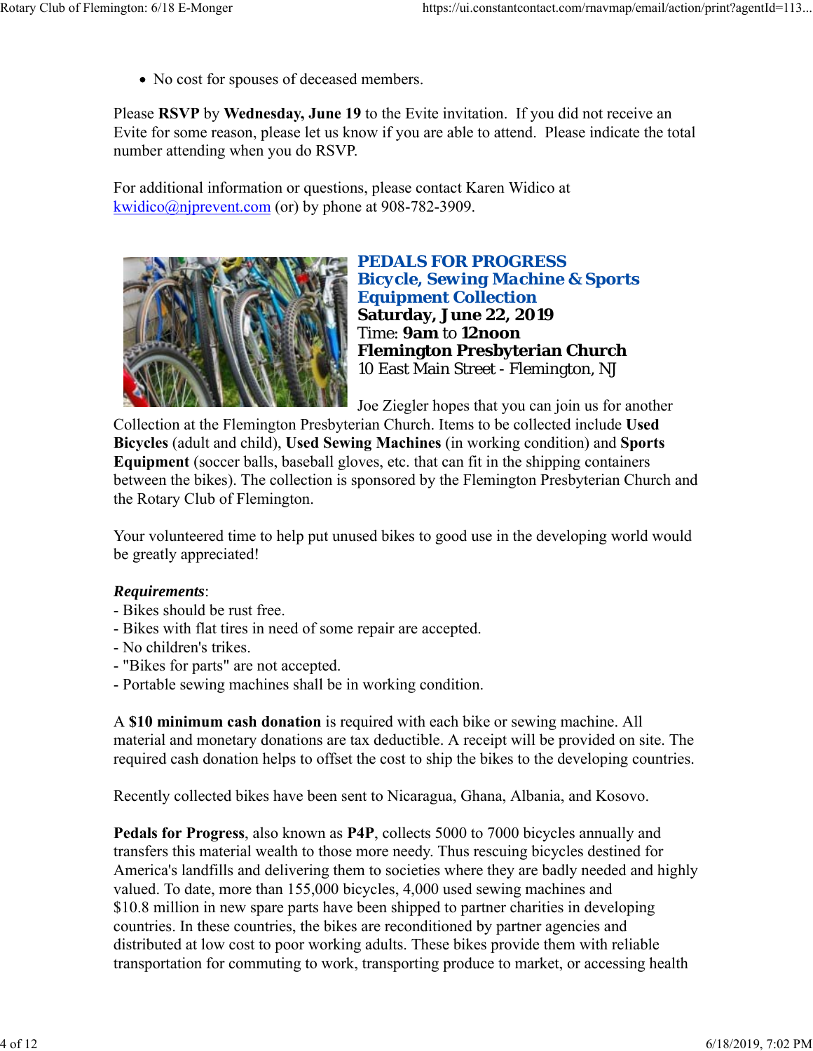- No cost for spouses of deceased members.

Please **RSVP** by **Wednesday, June 19** to the Evite invitation. If you did not receive an Evite for some reason, please let us know if you are able to attend. Please indicate the total number attending when you do RSVP.

For additional information or questions, please contact Karen Widico at kwidico@njprevent.com (or) by phone at 908-782-3909.

## PEDALS FOR PROGRESS
## Bicycle, Sewing Machine & Sports Equipment Collection

**Saturday, June 22, 2019**
Time: **9am** to **12noon**
**Flemington Presbyterian Church**
10 East Main Street - Flemington, NJ

Joe Ziegler hopes that you can join us for another Collection at the Flemington Presbyterian Church. Items to be collected include **Used Bicycles** (adult and child), **Used Sewing Machines** (in working condition) and **Sports Equipment** (soccer balls, baseball gloves, etc. that can fit in the shipping containers between the bikes). The collection is sponsored by the Flemington Presbyterian Church and the Rotary Club of Flemington.

Your volunteered time to help put unused bikes to good use in the developing world would be greatly appreciated!

***Requirements***:
- Bikes should be rust free.
- Bikes with flat tires in need of some repair are accepted.
- No children's trikes.
- "Bikes for parts" are not accepted.
- Portable sewing machines shall be in working condition.

A **$10 minimum cash donation** is required with each bike or sewing machine. All material and monetary donations are tax deductible. A receipt will be provided on site. The required cash donation helps to offset the cost to ship the bikes to the developing countries.

Recently collected bikes have been sent to Nicaragua, Ghana, Albania, and Kosovo.

**Pedals for Progress**, also known as **P4P**, collects 5000 to 7000 bicycles annually and transfers this material wealth to those more needy. Thus rescuing bicycles destined for America's landfills and delivering them to societies where they are badly needed and highly valued. To date, more than 155,000 bicycles, 4,000 used sewing machines and $10.8 million in new spare parts have been shipped to partner charities in developing countries. In these countries, the bikes are reconditioned by partner agencies and distributed at low cost to poor working adults. These bikes provide them with reliable transportation for commuting to work, transporting produce to market, or accessing health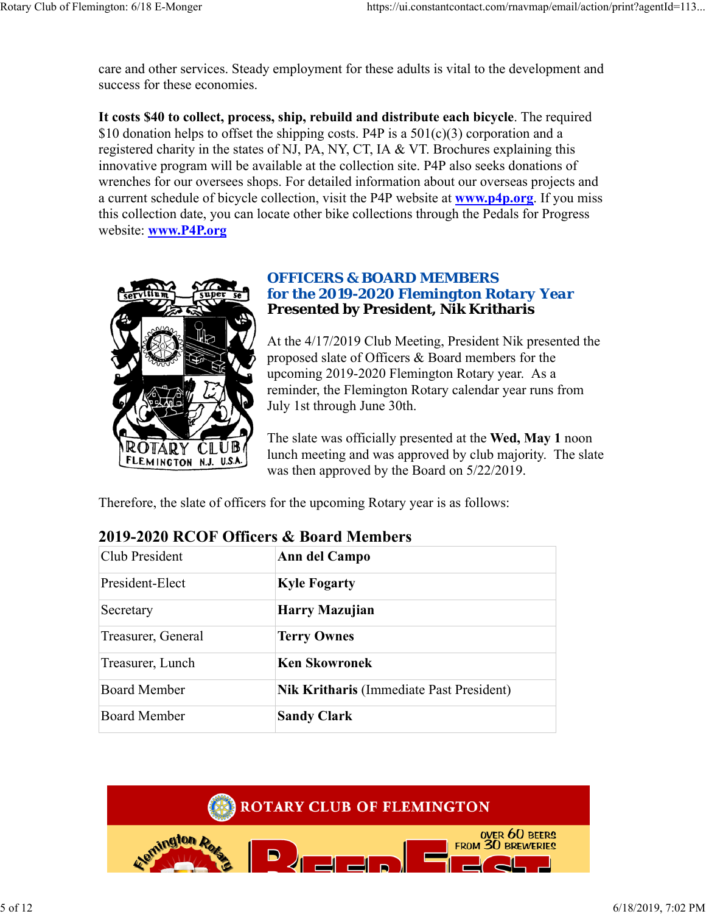care and other services. Steady employment for these adults is vital to the development and success for these economies.

**It costs $40 to collect, process, ship, rebuild and distribute each bicycle**. The required $10 donation helps to offset the shipping costs. P4P is a 501(c)(3) corporation and a registered charity in the states of NJ, PA, NY, CT, IA & VT. Brochures explaining this innovative program will be available at the collection site. P4P also seeks donations of wrenches for our oversees shops. For detailed information about our overseas projects and a current schedule of bicycle collection, visit the P4P website at **www.p4p.org**. If you miss this collection date, you can locate other bike collections through the Pedals for Progress website: **www.P4P.org**

## OFFICERS & BOARD MEMBERS for the 2019-2020 Flemington Rotary Year

**Presented by President, Nik Kritharis**

At the 4/17/2019 Club Meeting, President Nik presented the proposed slate of Officers & Board members for the upcoming 2019-2020 Flemington Rotary year. As a reminder, the Flemington Rotary calendar year runs from July 1st through June 30th.

The slate was officially presented at the **Wed, May 1** noon lunch meeting and was approved by club majority. The slate was then approved by the Board on 5/22/2019.

Therefore, the slate of officers for the upcoming Rotary year is as follows:

### 2019-2020 RCOF Officers & Board Members

| Position | Name |
|---|---|
| Club President | **Ann del Campo** |
| President-Elect | **Kyle Fogarty** |
| Secretary | **Harry Mazujian** |
| Treasurer, General | **Terry Ownes** |
| Treasurer, Lunch | **Ken Skowronek** |
| Board Member | **Nik Kritharis** (Immediate Past President) |
| Board Member | **Sandy Clark** |

ROTARY CLUB OF FLEMINGTON

Flemington Rotary BeerFest

OVER 60 BEERS FROM 30 BREWERIES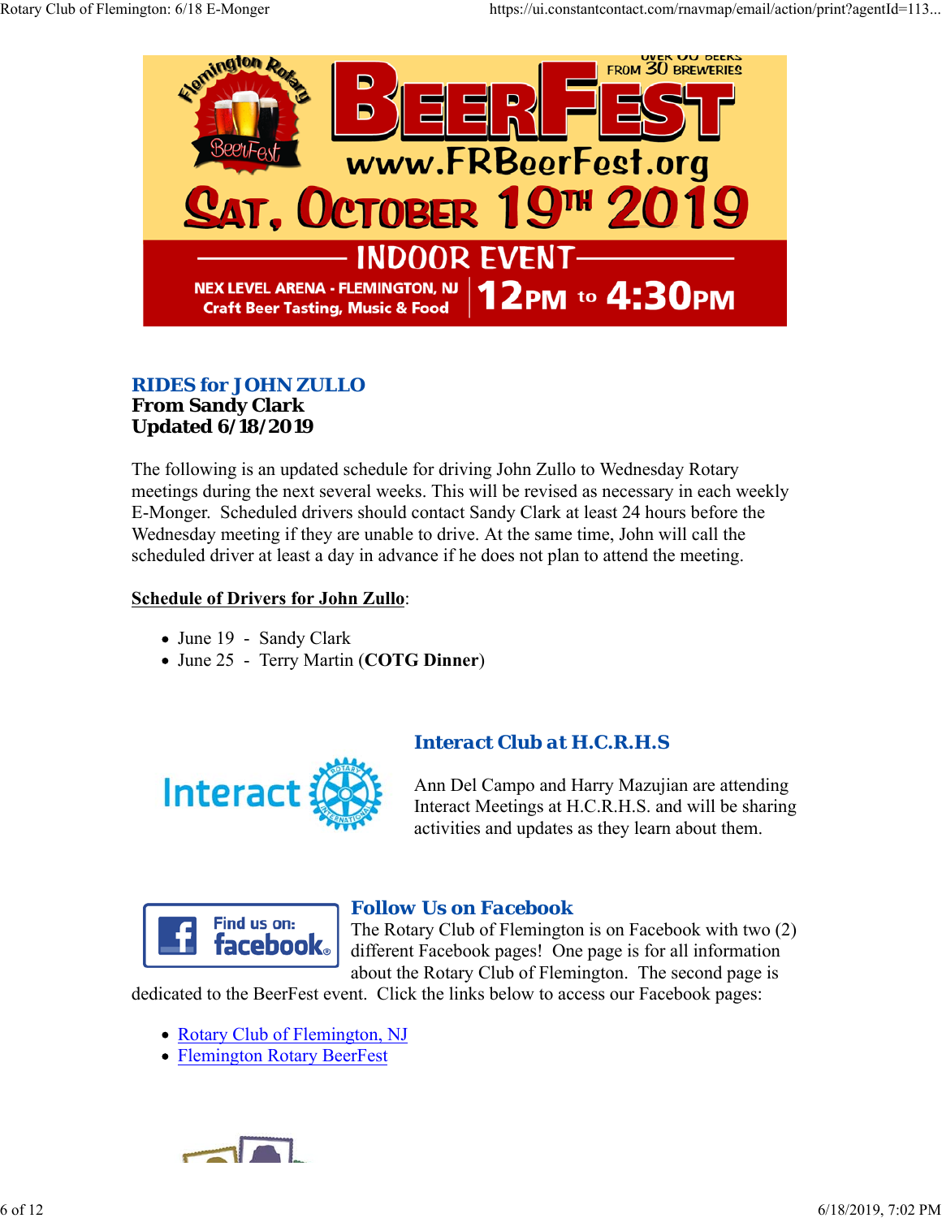## RIDES for JOHN ZULLO

**From Sandy Clark**
**Updated 6/18/2019**

The following is an updated schedule for driving John Zullo to Wednesday Rotary meetings during the next several weeks. This will be revised as necessary in each weekly E-Monger. Scheduled drivers should contact Sandy Clark at least 24 hours before the Wednesday meeting if they are unable to drive. At the same time, John will call the scheduled driver at least a day in advance if he does not plan to attend the meeting.

**Schedule of Drivers for John Zullo**:

- June 19 - Sandy Clark
- June 25 - Terry Martin (**COTG Dinner**)

## Interact Club at H.C.R.H.S

Ann Del Campo and Harry Mazujian are attending Interact Meetings at H.C.R.H.S. and will be sharing activities and updates as they learn about them.

## Follow Us on Facebook

The Rotary Club of Flemington is on Facebook with two (2) different Facebook pages! One page is for all information about the Rotary Club of Flemington. The second page is dedicated to the BeerFest event. Click the links below to access our Facebook pages:

- Rotary Club of Flemington, NJ
- Flemington Rotary BeerFest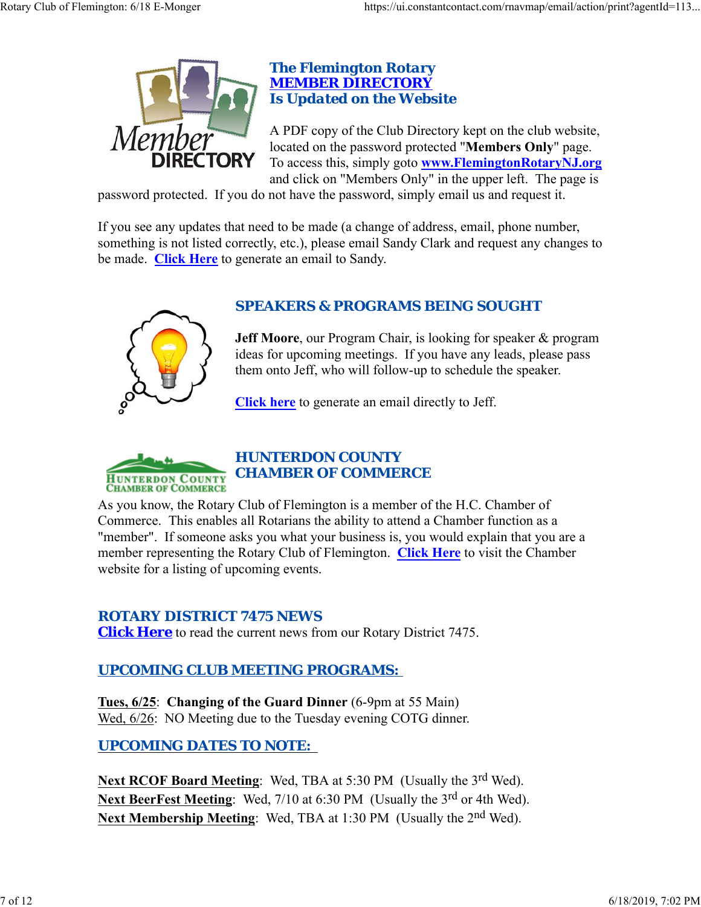## The Flemington Rotary
## MEMBER DIRECTORY
## Is Updated on the Website

A PDF copy of the Club Directory kept on the club website, located on the password protected "**Members Only**" page. To access this, simply goto **www.FlemingtonRotaryNJ.org** and click on "Members Only" in the upper left. The page is password protected. If you do not have the password, simply email us and request it.

If you see any updates that need to be made (a change of address, email, phone number, something is not listed correctly, etc.), please email Sandy Clark and request any changes to be made. **Click Here** to generate an email to Sandy.

## SPEAKERS & PROGRAMS BEING SOUGHT

**Jeff Moore**, our Program Chair, is looking for speaker & program ideas for upcoming meetings. If you have any leads, please pass them onto Jeff, who will follow-up to schedule the speaker.

**Click here** to generate an email directly to Jeff.

## HUNTERDON COUNTY CHAMBER OF COMMERCE

As you know, the Rotary Club of Flemington is a member of the H.C. Chamber of Commerce. This enables all Rotarians the ability to attend a Chamber function as a "member". If someone asks you what your business is, you would explain that you are a member representing the Rotary Club of Flemington. **Click Here** to visit the Chamber website for a listing of upcoming events.

## ROTARY DISTRICT 7475 NEWS

**Click Here** to read the current news from our Rotary District 7475.

## UPCOMING CLUB MEETING PROGRAMS:

**Tues, 6/25**: **Changing of the Guard Dinner** (6-9pm at 55 Main)
Wed, 6/26: NO Meeting due to the Tuesday evening COTG dinner.

## UPCOMING DATES TO NOTE:

**Next RCOF Board Meeting**: Wed, TBA at 5:30 PM (Usually the 3rd Wed).
**Next BeerFest Meeting**: Wed, 7/10 at 6:30 PM (Usually the 3rd or 4th Wed).
**Next Membership Meeting**: Wed, TBA at 1:30 PM (Usually the 2nd Wed).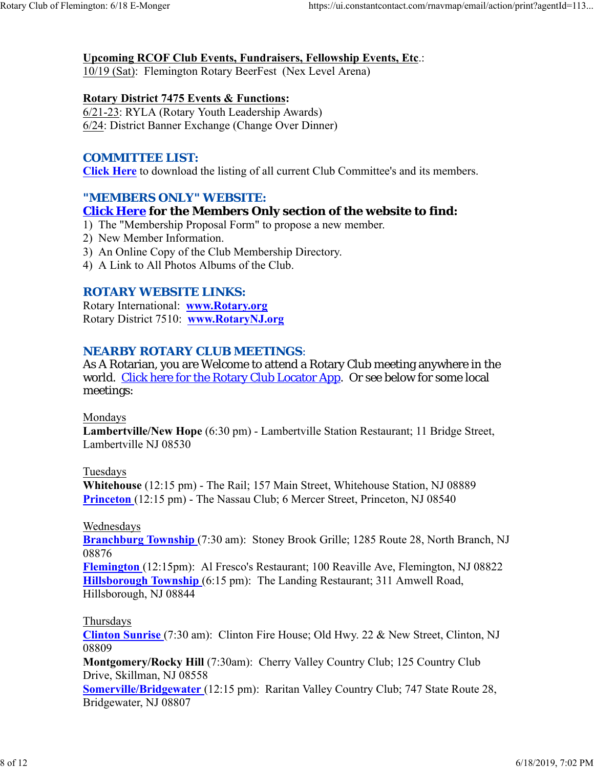**Upcoming RCOF Club Events, Fundraisers, Fellowship Events, Etc**.:
10/19 (Sat): Flemington Rotary BeerFest (Nex Level Arena)

**Rotary District 7475 Events & Functions:**
6/21-23: RYLA (Rotary Youth Leadership Awards)
6/24: District Banner Exchange (Change Over Dinner)

## COMMITTEE LIST:

Click Here to download the listing of all current Club Committee's and its members.

## "MEMBERS ONLY" WEBSITE:

**Click Here for the Members Only section of the website to find:**

1) The "Membership Proposal Form" to propose a new member.
2) New Member Information.
3) An Online Copy of the Club Membership Directory.
4) A Link to All Photos Albums of the Club.

## ROTARY WEBSITE LINKS:

Rotary International: **www.Rotary.org**
Rotary District 7510: **www.RotaryNJ.org**

## NEARBY ROTARY CLUB MEETINGS:

As A Rotarian, you are Welcome to attend a Rotary Club meeting anywhere in the world. Click here for the Rotary Club Locator App. Or see below for some local meetings:

Mondays
**Lambertville/New Hope** (6:30 pm) - Lambertville Station Restaurant; 11 Bridge Street, Lambertville NJ 08530

Tuesdays
**Whitehouse** (12:15 pm) - The Rail; 157 Main Street, Whitehouse Station, NJ 08889
**Princeton** (12:15 pm) - The Nassau Club; 6 Mercer Street, Princeton, NJ 08540

Wednesdays
**Branchburg Township** (7:30 am): Stoney Brook Grille; 1285 Route 28, North Branch, NJ 08876
**Flemington** (12:15pm): Al Fresco's Restaurant; 100 Reaville Ave, Flemington, NJ 08822
**Hillsborough Township** (6:15 pm): The Landing Restaurant; 311 Amwell Road, Hillsborough, NJ 08844

Thursdays
**Clinton Sunrise** (7:30 am): Clinton Fire House; Old Hwy. 22 & New Street, Clinton, NJ 08809
**Montgomery/Rocky Hill** (7:30am): Cherry Valley Country Club; 125 Country Club Drive, Skillman, NJ 08558
**Somerville/Bridgewater** (12:15 pm): Raritan Valley Country Club; 747 State Route 28, Bridgewater, NJ 08807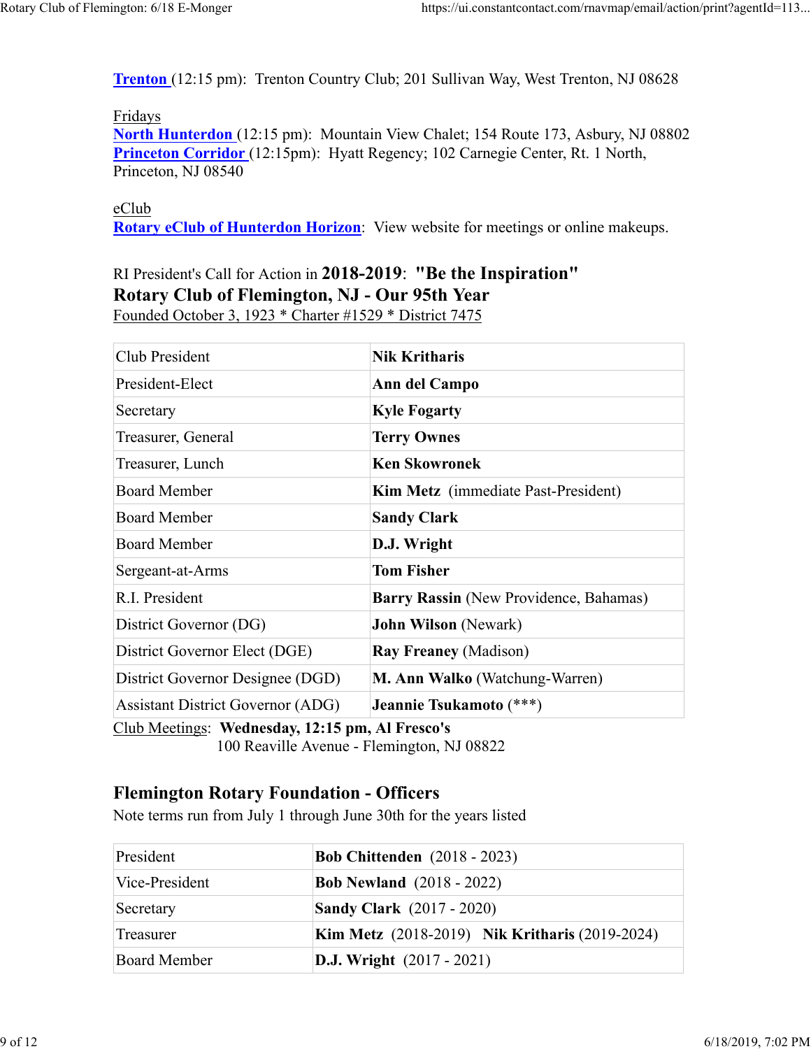**Trenton** (12:15 pm): Trenton Country Club; 201 Sullivan Way, West Trenton, NJ 08628

Fridays
**North Hunterdon** (12:15 pm): Mountain View Chalet; 154 Route 173, Asbury, NJ 08802
**Princeton Corridor** (12:15pm): Hyatt Regency; 102 Carnegie Center, Rt. 1 North, Princeton, NJ 08540

eClub
**Rotary eClub of Hunterdon Horizon**: View website for meetings or online makeups.

RI President's Call for Action in **2018-2019**: **"Be the Inspiration"**
**Rotary Club of Flemington, NJ - Our 95th Year**
Founded October 3, 1923 * Charter #1529 * District 7475

| | |
|---|---|
| Club President | **Nik Kritharis** |
| President-Elect | **Ann del Campo** |
| Secretary | **Kyle Fogarty** |
| Treasurer, General | **Terry Ownes** |
| Treasurer, Lunch | **Ken Skowronek** |
| Board Member | **Kim Metz** (immediate Past-President) |
| Board Member | **Sandy Clark** |
| Board Member | **D.J. Wright** |
| Sergeant-at-Arms | **Tom Fisher** |
| R.I. President | **Barry Rassin** (New Providence, Bahamas) |
| District Governor (DG) | **John Wilson** (Newark) |
| District Governor Elect (DGE) | **Ray Freaney** (Madison) |
| District Governor Designee (DGD) | **M. Ann Walko** (Watchung-Warren) |
| Assistant District Governor (ADG) | **Jeannie Tsukamoto** (***) |

Club Meetings: **Wednesday, 12:15 pm, Al Fresco's**
100 Reaville Avenue - Flemington, NJ 08822

## Flemington Rotary Foundation - Officers

Note terms run from July 1 through June 30th for the years listed

| | |
|---|---|
| President | **Bob Chittenden** (2018 - 2023) |
| Vice-President | **Bob Newland** (2018 - 2022) |
| Secretary | **Sandy Clark** (2017 - 2020) |
| Treasurer | **Kim Metz** (2018-2019) **Nik Kritharis** (2019-2024) |
| Board Member | **D.J. Wright** (2017 - 2021) |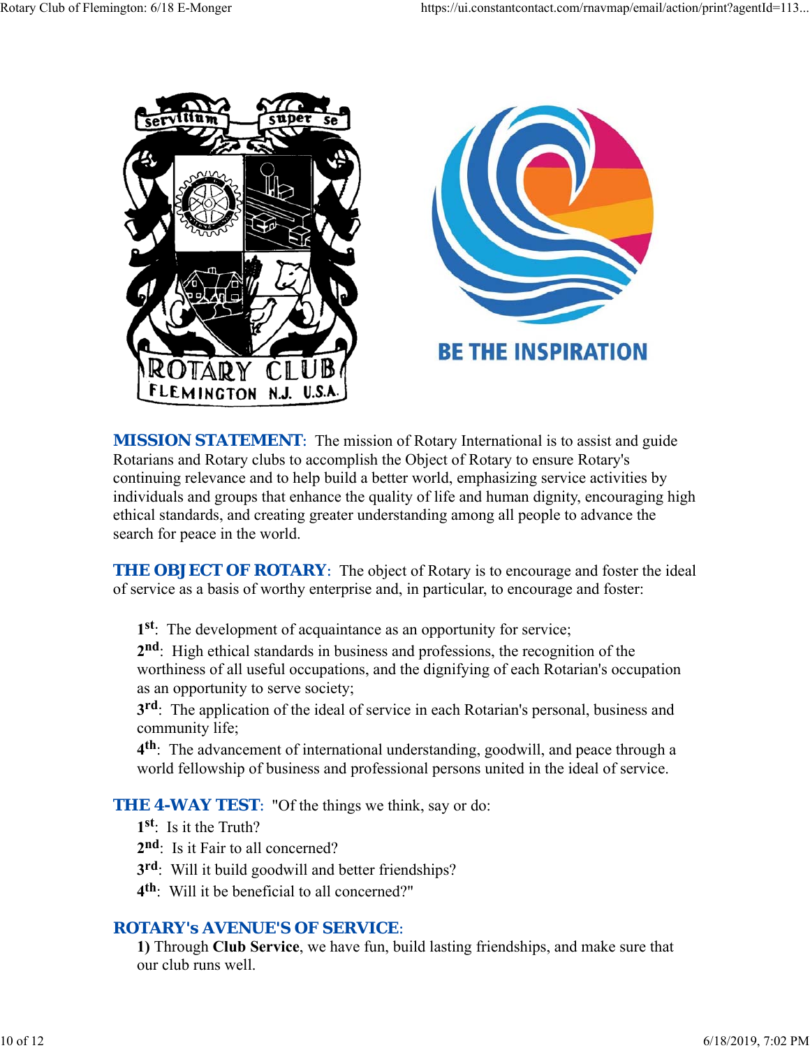**MISSION STATEMENT**: The mission of Rotary International is to assist and guide Rotarians and Rotary clubs to accomplish the Object of Rotary to ensure Rotary's continuing relevance and to help build a better world, emphasizing service activities by individuals and groups that enhance the quality of life and human dignity, encouraging high ethical standards, and creating greater understanding among all people to advance the search for peace in the world.

**THE OBJECT OF ROTARY**: The object of Rotary is to encourage and foster the ideal of service as a basis of worthy enterprise and, in particular, to encourage and foster:

**1st**: The development of acquaintance as an opportunity for service;
**2nd**: High ethical standards in business and professions, the recognition of the worthiness of all useful occupations, and the dignifying of each Rotarian's occupation as an opportunity to serve society;
**3rd**: The application of the ideal of service in each Rotarian's personal, business and community life;
**4th**: The advancement of international understanding, goodwill, and peace through a world fellowship of business and professional persons united in the ideal of service.

**THE 4-WAY TEST**: "Of the things we think, say or do:
**1st**: Is it the Truth?
**2nd**: Is it Fair to all concerned?
**3rd**: Will it build goodwill and better friendships?
**4th**: Will it be beneficial to all concerned?"

**ROTARY's AVENUE'S OF SERVICE**:
**1)** Through **Club Service**, we have fun, build lasting friendships, and make sure that our club runs well.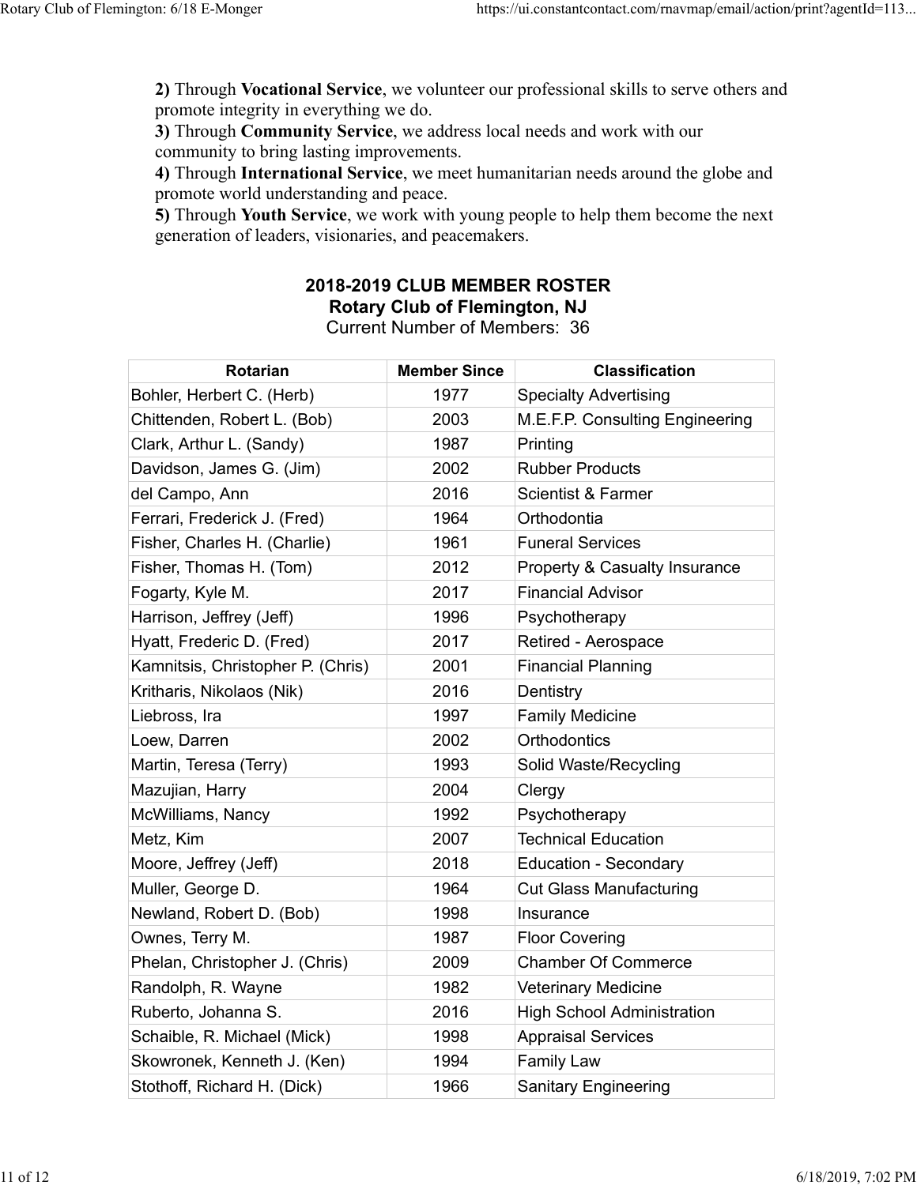**2)** Through **Vocational Service**, we volunteer our professional skills to serve others and promote integrity in everything we do.
**3)** Through **Community Service**, we address local needs and work with our community to bring lasting improvements.
**4)** Through **International Service**, we meet humanitarian needs around the globe and promote world understanding and peace.
**5)** Through **Youth Service**, we work with young people to help them become the next generation of leaders, visionaries, and peacemakers.

## 2018-2019 CLUB MEMBER ROSTER

**Rotary Club of Flemington, NJ**

Current Number of Members: 36

| Rotarian | Member Since | Classification |
|---|---|---|
| Bohler, Herbert C. (Herb) | 1977 | Specialty Advertising |
| Chittenden, Robert L. (Bob) | 2003 | M.E.F.P. Consulting Engineering |
| Clark, Arthur L. (Sandy) | 1987 | Printing |
| Davidson, James G. (Jim) | 2002 | Rubber Products |
| del Campo, Ann | 2016 | Scientist & Farmer |
| Ferrari, Frederick J. (Fred) | 1964 | Orthodontia |
| Fisher, Charles H. (Charlie) | 1961 | Funeral Services |
| Fisher, Thomas H. (Tom) | 2012 | Property & Casualty Insurance |
| Fogarty, Kyle M. | 2017 | Financial Advisor |
| Harrison, Jeffrey (Jeff) | 1996 | Psychotherapy |
| Hyatt, Frederic D. (Fred) | 2017 | Retired - Aerospace |
| Kamnitsis, Christopher P. (Chris) | 2001 | Financial Planning |
| Kritharis, Nikolaos (Nik) | 2016 | Dentistry |
| Liebross, Ira | 1997 | Family Medicine |
| Loew, Darren | 2002 | Orthodontics |
| Martin, Teresa (Terry) | 1993 | Solid Waste/Recycling |
| Mazujian, Harry | 2004 | Clergy |
| McWilliams, Nancy | 1992 | Psychotherapy |
| Metz, Kim | 2007 | Technical Education |
| Moore, Jeffrey (Jeff) | 2018 | Education - Secondary |
| Muller, George D. | 1964 | Cut Glass Manufacturing |
| Newland, Robert D. (Bob) | 1998 | Insurance |
| Ownes, Terry M. | 1987 | Floor Covering |
| Phelan, Christopher J. (Chris) | 2009 | Chamber Of Commerce |
| Randolph, R. Wayne | 1982 | Veterinary Medicine |
| Ruberto, Johanna S. | 2016 | High School Administration |
| Schaible, R. Michael (Mick) | 1998 | Appraisal Services |
| Skowronek, Kenneth J. (Ken) | 1994 | Family Law |
| Stothoff, Richard H. (Dick) | 1966 | Sanitary Engineering |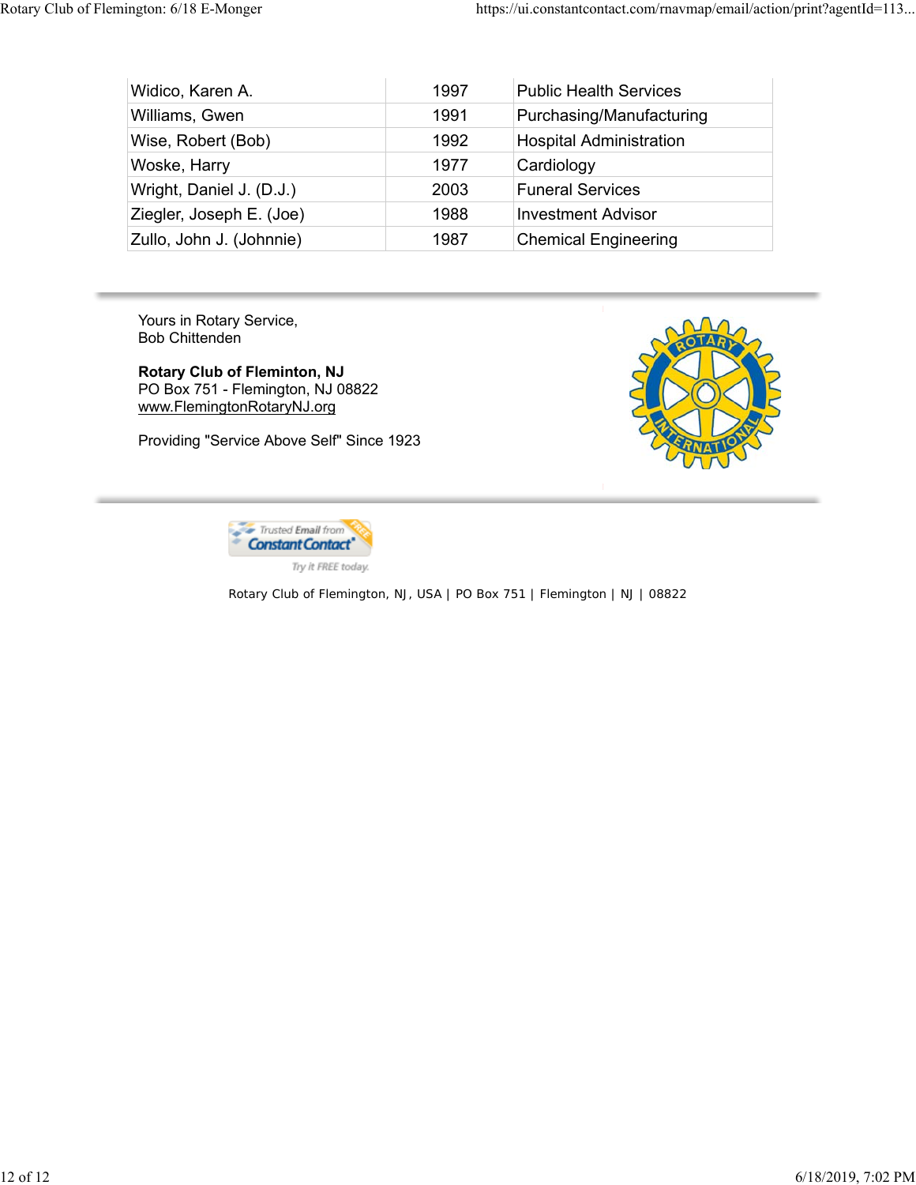| | | |
|---|---|---|
| Widico, Karen A. | 1997 | Public Health Services |
| Williams, Gwen | 1991 | Purchasing/Manufacturing |
| Wise, Robert (Bob) | 1992 | Hospital Administration |
| Woske, Harry | 1977 | Cardiology |
| Wright, Daniel J. (D.J.) | 2003 | Funeral Services |
| Ziegler, Joseph E. (Joe) | 1988 | Investment Advisor |
| Zullo, John J. (Johnnie) | 1987 | Chemical Engineering |

Yours in Rotary Service,
Bob Chittenden

**Rotary Club of Fleminton, NJ**
PO Box 751 - Flemington, NJ 08822
www.FlemingtonRotaryNJ.org

Providing "Service Above Self" Since 1923

Trusted Email from Constant Contact
Try it FREE today.

Rotary Club of Flemington, NJ, USA | PO Box 751 | Flemington | NJ | 08822